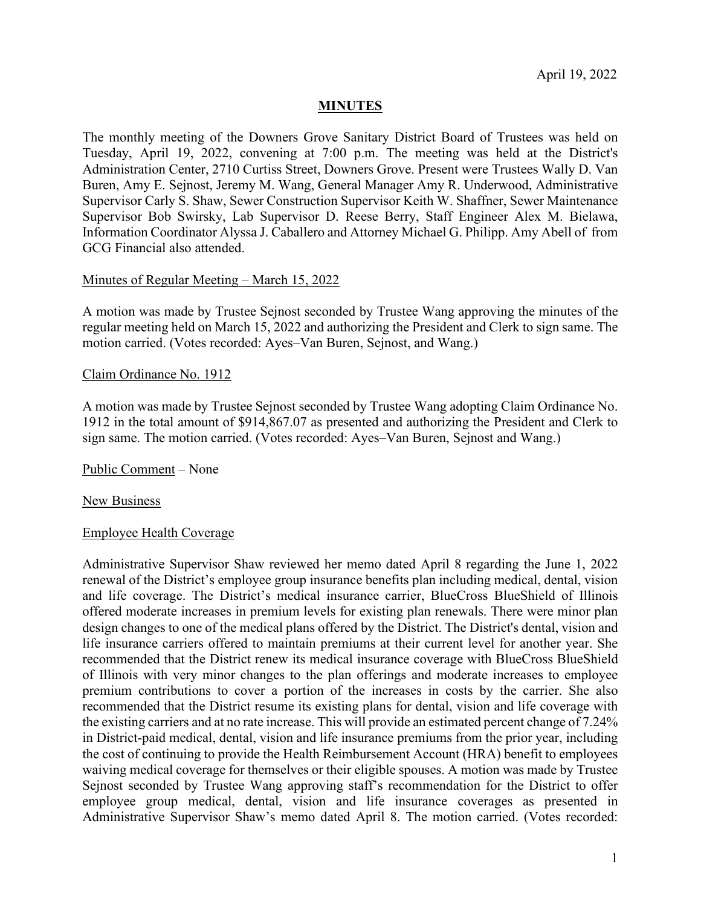April 19, 2022

# MINUTES

The monthly meeting of the Downers Grove Sanitary District Board of Trustees was held on Tuesday, April 19, 2022, convening at 7:00 p.m. The meeting was held at the District's Administration Center, 2710 Curtiss Street, Downers Grove. Present were Trustees Wally D. Van Buren, Amy E. Sejnost, Jeremy M. Wang, General Manager Amy R. Underwood, Administrative Supervisor Carly S. Shaw, Sewer Construction Supervisor Keith W. Shaffner, Sewer Maintenance Supervisor Bob Swirsky, Lab Supervisor D. Reese Berry, Staff Engineer Alex M. Bielawa, Information Coordinator Alyssa J. Caballero and Attorney Michael G. Philipp. Amy Abell of from GCG Financial also attended.

## Minutes of Regular Meeting – March 15, 2022

A motion was made by Trustee Sejnost seconded by Trustee Wang approving the minutes of the regular meeting held on March 15, 2022 and authorizing the President and Clerk to sign same. The motion carried. (Votes recorded: Ayes–Van Buren, Sejnost, and Wang.)

## Claim Ordinance No. 1912

A motion was made by Trustee Sejnost seconded by Trustee Wang adopting Claim Ordinance No. 1912 in the total amount of $914,867.07 as presented and authorizing the President and Clerk to sign same. The motion carried. (Votes recorded: Ayes–Van Buren, Sejnost and Wang.)

## Public Comment – None

## New Business

## Employee Health Coverage

Administrative Supervisor Shaw reviewed her memo dated April 8 regarding the June 1, 2022 renewal of the District's employee group insurance benefits plan including medical, dental, vision and life coverage. The District's medical insurance carrier, BlueCross BlueShield of Illinois offered moderate increases in premium levels for existing plan renewals. There were minor plan design changes to one of the medical plans offered by the District. The District's dental, vision and life insurance carriers offered to maintain premiums at their current level for another year. She recommended that the District renew its medical insurance coverage with BlueCross BlueShield of Illinois with very minor changes to the plan offerings and moderate increases to employee premium contributions to cover a portion of the increases in costs by the carrier. She also recommended that the District resume its existing plans for dental, vision and life coverage with the existing carriers and at no rate increase. This will provide an estimated percent change of 7.24% in District-paid medical, dental, vision and life insurance premiums from the prior year, including the cost of continuing to provide the Health Reimbursement Account (HRA) benefit to employees waiving medical coverage for themselves or their eligible spouses. A motion was made by Trustee Sejnost seconded by Trustee Wang approving staff's recommendation for the District to offer employee group medical, dental, vision and life insurance coverages as presented in Administrative Supervisor Shaw's memo dated April 8. The motion carried. (Votes recorded: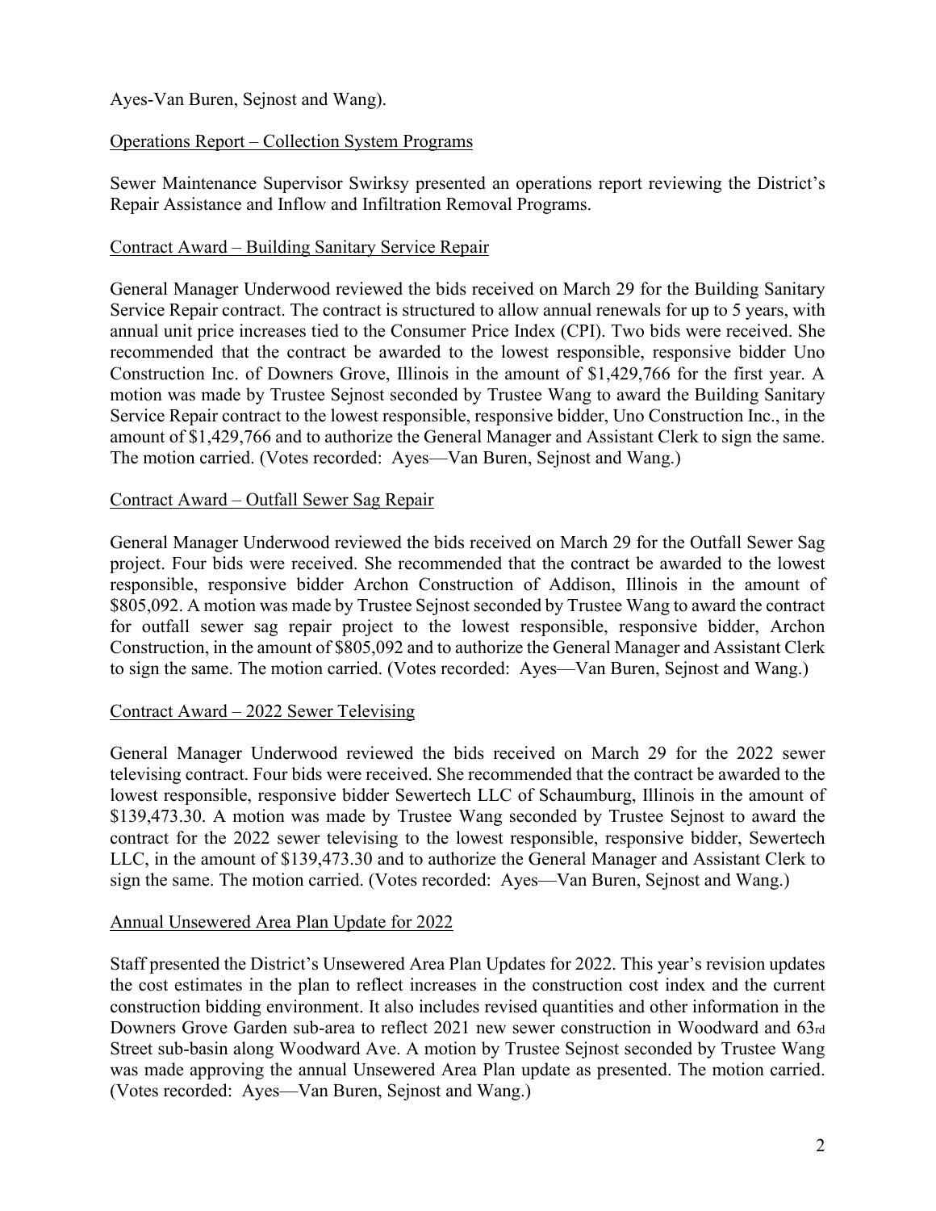Ayes-Van Buren, Sejnost and Wang).

Operations Report – Collection System Programs

Sewer Maintenance Supervisor Swirksy presented an operations report reviewing the District's Repair Assistance and Inflow and Infiltration Removal Programs.

Contract Award – Building Sanitary Service Repair

General Manager Underwood reviewed the bids received on March 29 for the Building Sanitary Service Repair contract. The contract is structured to allow annual renewals for up to 5 years, with annual unit price increases tied to the Consumer Price Index (CPI). Two bids were received. She recommended that the contract be awarded to the lowest responsible, responsive bidder Uno Construction Inc. of Downers Grove, Illinois in the amount of $1,429,766 for the first year. A motion was made by Trustee Sejnost seconded by Trustee Wang to award the Building Sanitary Service Repair contract to the lowest responsible, responsive bidder, Uno Construction Inc., in the amount of $1,429,766 and to authorize the General Manager and Assistant Clerk to sign the same. The motion carried. (Votes recorded: Ayes—Van Buren, Sejnost and Wang.)

Contract Award – Outfall Sewer Sag Repair

General Manager Underwood reviewed the bids received on March 29 for the Outfall Sewer Sag project. Four bids were received. She recommended that the contract be awarded to the lowest responsible, responsive bidder Archon Construction of Addison, Illinois in the amount of $805,092. A motion was made by Trustee Sejnost seconded by Trustee Wang to award the contract for outfall sewer sag repair project to the lowest responsible, responsive bidder, Archon Construction, in the amount of $805,092 and to authorize the General Manager and Assistant Clerk to sign the same. The motion carried. (Votes recorded: Ayes—Van Buren, Sejnost and Wang.)

Contract Award – 2022 Sewer Televising

General Manager Underwood reviewed the bids received on March 29 for the 2022 sewer televising contract. Four bids were received. She recommended that the contract be awarded to the lowest responsible, responsive bidder Sewertech LLC of Schaumburg, Illinois in the amount of $139,473.30. A motion was made by Trustee Wang seconded by Trustee Sejnost to award the contract for the 2022 sewer televising to the lowest responsible, responsive bidder, Sewertech LLC, in the amount of $139,473.30 and to authorize the General Manager and Assistant Clerk to sign the same. The motion carried. (Votes recorded: Ayes—Van Buren, Sejnost and Wang.)

Annual Unsewered Area Plan Update for 2022

Staff presented the District's Unsewered Area Plan Updates for 2022. This year's revision updates the cost estimates in the plan to reflect increases in the construction cost index and the current construction bidding environment. It also includes revised quantities and other information in the Downers Grove Garden sub-area to reflect 2021 new sewer construction in Woodward and 63rd Street sub-basin along Woodward Ave. A motion by Trustee Sejnost seconded by Trustee Wang was made approving the annual Unsewered Area Plan update as presented. The motion carried. (Votes recorded: Ayes—Van Buren, Sejnost and Wang.)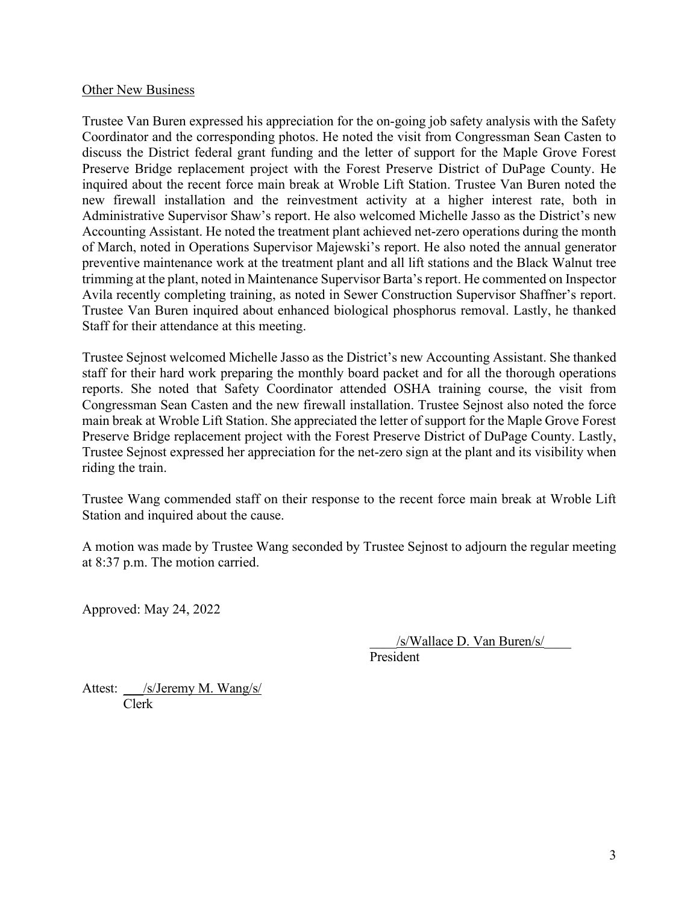Other New Business

Trustee Van Buren expressed his appreciation for the on-going job safety analysis with the Safety Coordinator and the corresponding photos. He noted the visit from Congressman Sean Casten to discuss the District federal grant funding and the letter of support for the Maple Grove Forest Preserve Bridge replacement project with the Forest Preserve District of DuPage County. He inquired about the recent force main break at Wroble Lift Station. Trustee Van Buren noted the new firewall installation and the reinvestment activity at a higher interest rate, both in Administrative Supervisor Shaw's report. He also welcomed Michelle Jasso as the District's new Accounting Assistant. He noted the treatment plant achieved net-zero operations during the month of March, noted in Operations Supervisor Majewski's report. He also noted the annual generator preventive maintenance work at the treatment plant and all lift stations and the Black Walnut tree trimming at the plant, noted in Maintenance Supervisor Barta's report. He commented on Inspector Avila recently completing training, as noted in Sewer Construction Supervisor Shaffner's report. Trustee Van Buren inquired about enhanced biological phosphorus removal. Lastly, he thanked Staff for their attendance at this meeting.

Trustee Sejnost welcomed Michelle Jasso as the District's new Accounting Assistant. She thanked staff for their hard work preparing the monthly board packet and for all the thorough operations reports. She noted that Safety Coordinator attended OSHA training course, the visit from Congressman Sean Casten and the new firewall installation. Trustee Sejnost also noted the force main break at Wroble Lift Station. She appreciated the letter of support for the Maple Grove Forest Preserve Bridge replacement project with the Forest Preserve District of DuPage County. Lastly, Trustee Sejnost expressed her appreciation for the net-zero sign at the plant and its visibility when riding the train.

Trustee Wang commended staff on their response to the recent force main break at Wroble Lift Station and inquired about the cause.

A motion was made by Trustee Wang seconded by Trustee Sejnost to adjourn the regular meeting at 8:37 p.m. The motion carried.

Approved: May 24, 2022

/s/Wallace D. Van Buren/s/
President

Attest: /s/Jeremy M. Wang/s/
Clerk